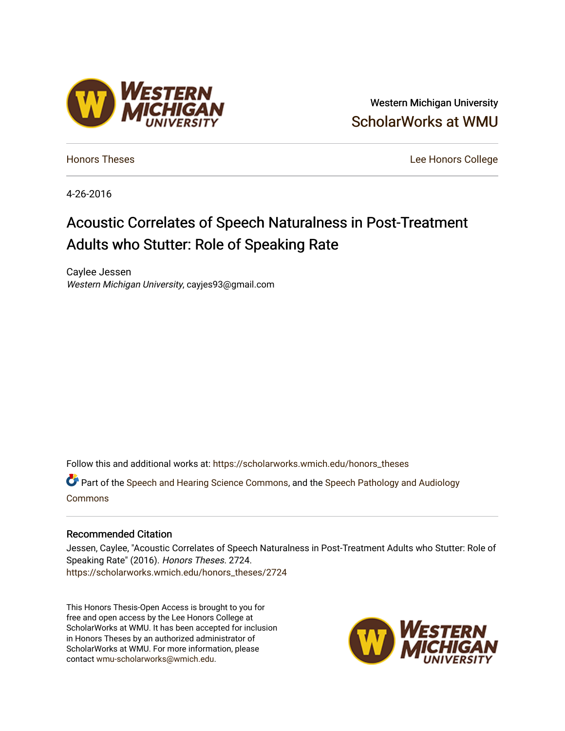Western Michigan University

ScholarWorks at WMU

Honors Theses

Lee Honors College

4-26-2016

# Acoustic Correlates of Speech Naturalness in Post-Treatment Adults who Stutter: Role of Speaking Rate

Caylee Jessen

*Western Michigan University*, cayjes93@gmail.com

Follow this and additional works at: https://scholarworks.wmich.edu/honors_theses

Part of the Speech and Hearing Science Commons, and the Speech Pathology and Audiology Commons

### Recommended Citation

Jessen, Caylee, "Acoustic Correlates of Speech Naturalness in Post-Treatment Adults who Stutter: Role of Speaking Rate" (2016). *Honors Theses*. 2724.
https://scholarworks.wmich.edu/honors_theses/2724

This Honors Thesis-Open Access is brought to you for free and open access by the Lee Honors College at ScholarWorks at WMU. It has been accepted for inclusion in Honors Theses by an authorized administrator of ScholarWorks at WMU. For more information, please contact wmu-scholarworks@wmich.edu.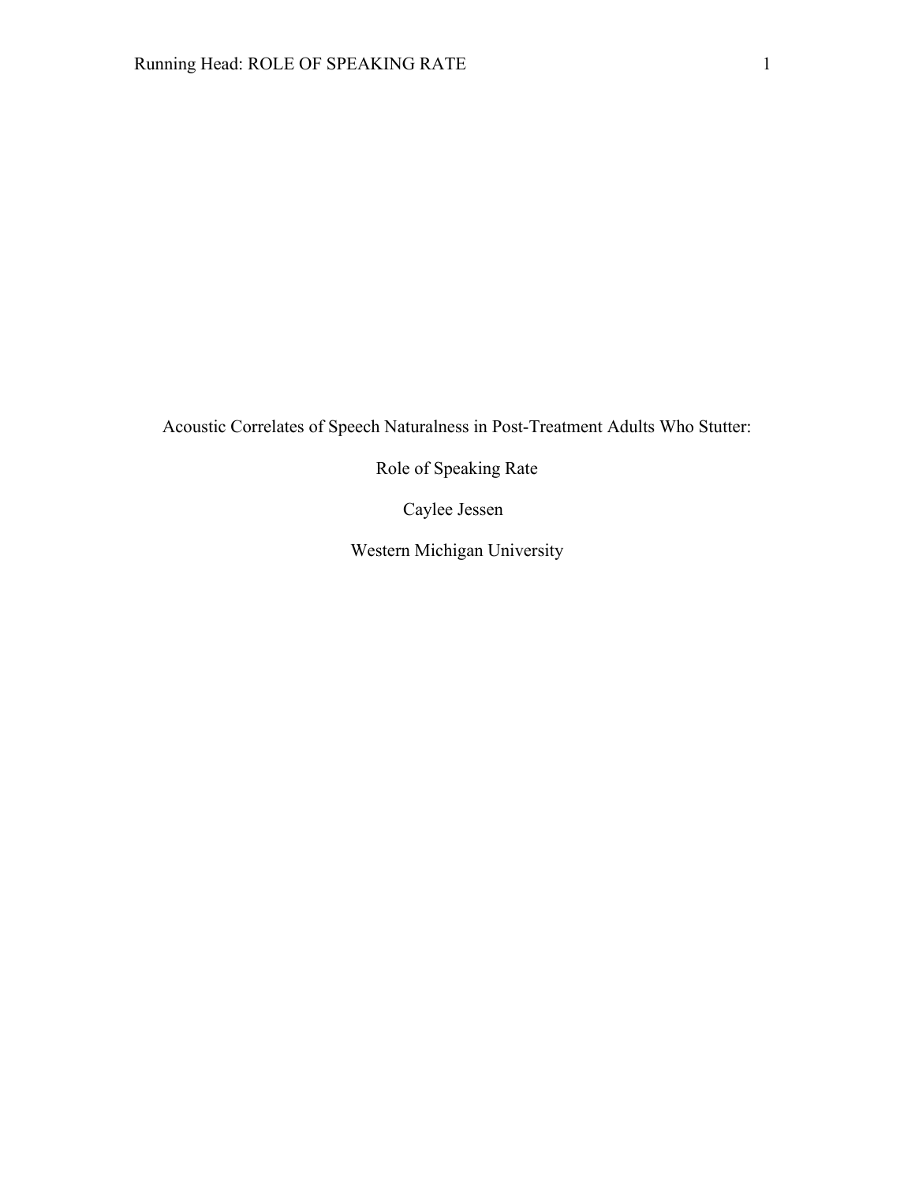# Acoustic Correlates of Speech Naturalness in Post-Treatment Adults Who Stutter: Role of Speaking Rate

Caylee Jessen

Western Michigan University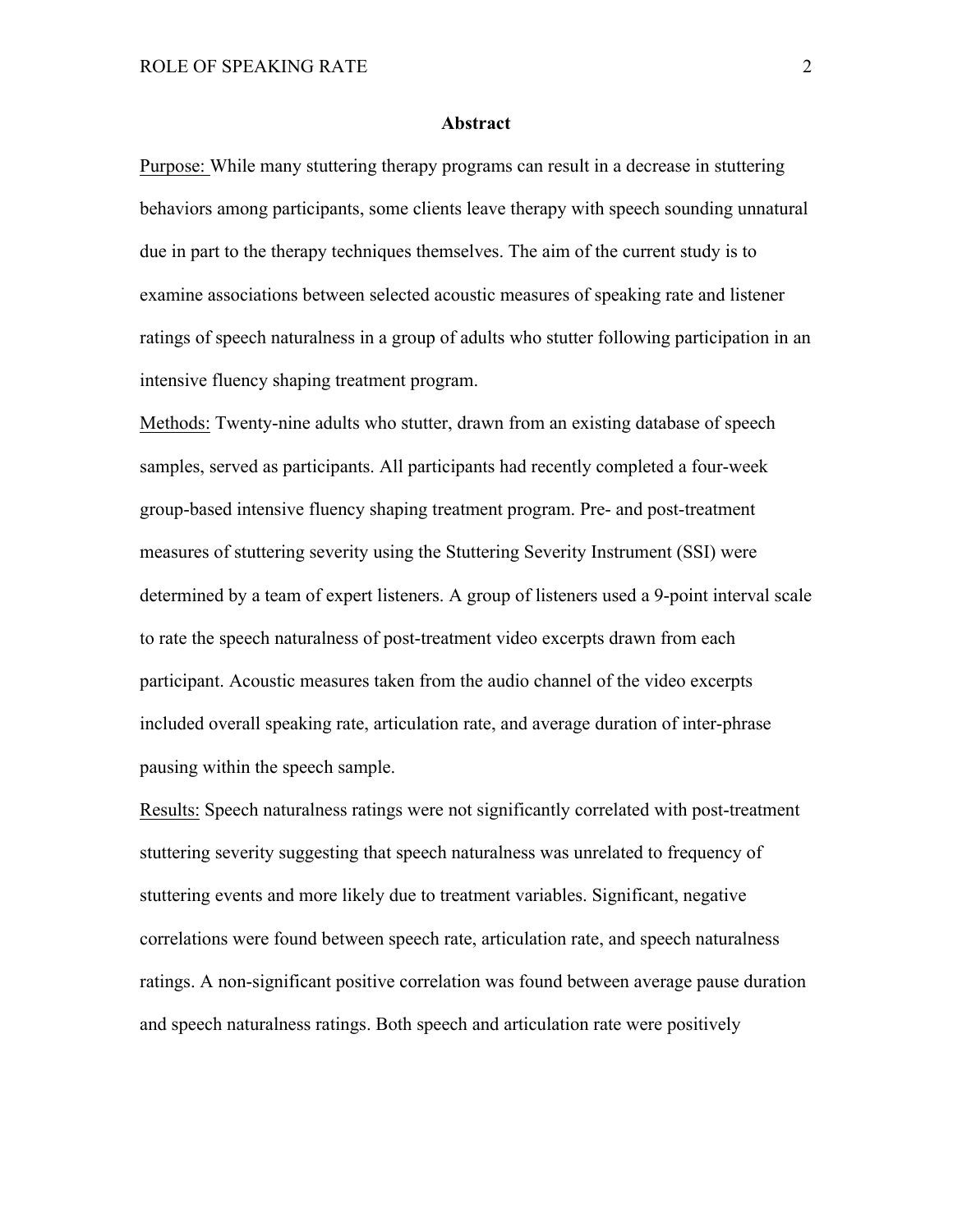## Abstract

Purpose: While many stuttering therapy programs can result in a decrease in stuttering behaviors among participants, some clients leave therapy with speech sounding unnatural due in part to the therapy techniques themselves. The aim of the current study is to examine associations between selected acoustic measures of speaking rate and listener ratings of speech naturalness in a group of adults who stutter following participation in an intensive fluency shaping treatment program.

Methods: Twenty-nine adults who stutter, drawn from an existing database of speech samples, served as participants. All participants had recently completed a four-week group-based intensive fluency shaping treatment program. Pre- and post-treatment measures of stuttering severity using the Stuttering Severity Instrument (SSI) were determined by a team of expert listeners. A group of listeners used a 9-point interval scale to rate the speech naturalness of post-treatment video excerpts drawn from each participant. Acoustic measures taken from the audio channel of the video excerpts included overall speaking rate, articulation rate, and average duration of inter-phrase pausing within the speech sample.

Results: Speech naturalness ratings were not significantly correlated with post-treatment stuttering severity suggesting that speech naturalness was unrelated to frequency of stuttering events and more likely due to treatment variables. Significant, negative correlations were found between speech rate, articulation rate, and speech naturalness ratings. A non-significant positive correlation was found between average pause duration and speech naturalness ratings. Both speech and articulation rate were positively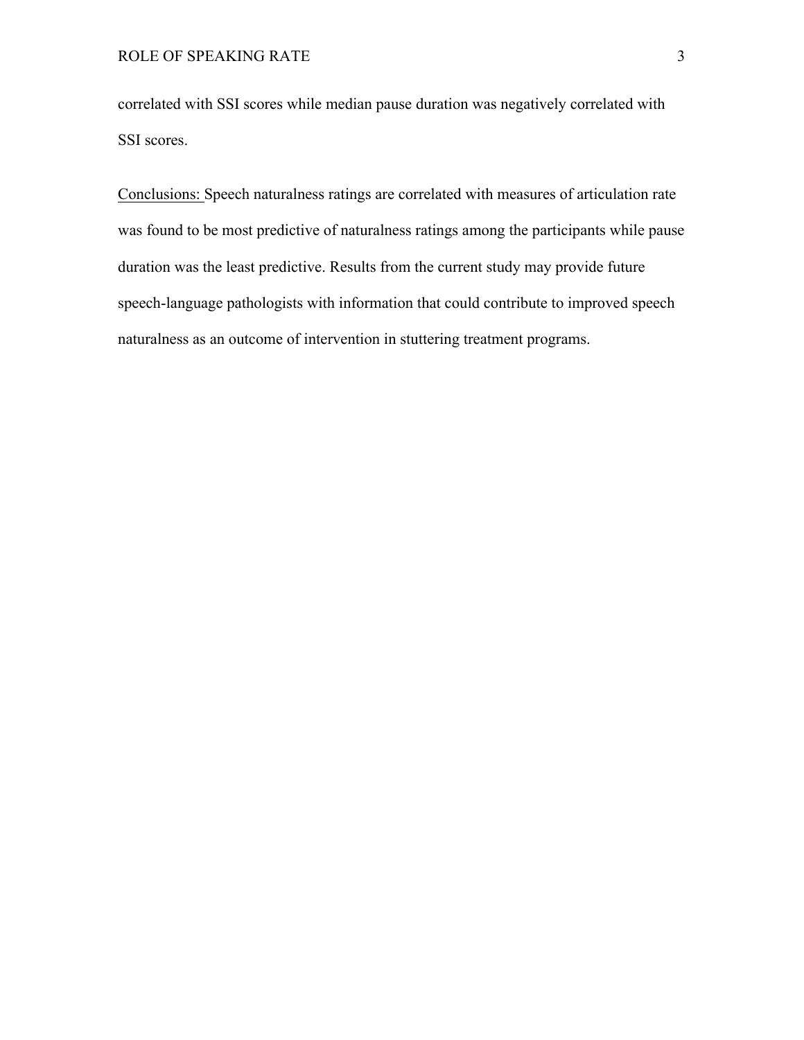correlated with SSI scores while median pause duration was negatively correlated with SSI scores.

<u>Conclusions:</u> Speech naturalness ratings are correlated with measures of articulation rate was found to be most predictive of naturalness ratings among the participants while pause duration was the least predictive. Results from the current study may provide future speech-language pathologists with information that could contribute to improved speech naturalness as an outcome of intervention in stuttering treatment programs.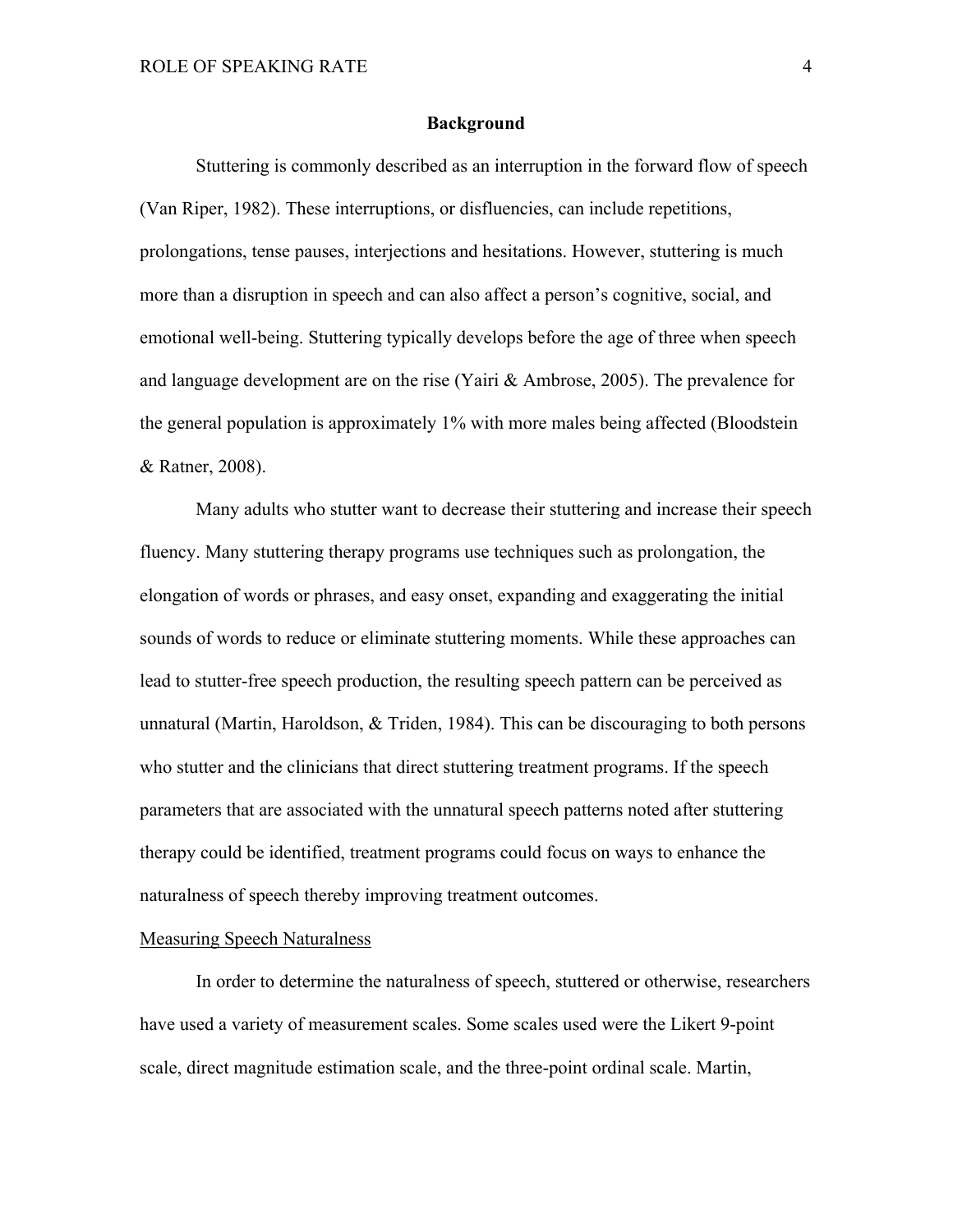## Background

Stuttering is commonly described as an interruption in the forward flow of speech (Van Riper, 1982). These interruptions, or disfluencies, can include repetitions, prolongations, tense pauses, interjections and hesitations. However, stuttering is much more than a disruption in speech and can also affect a person's cognitive, social, and emotional well-being. Stuttering typically develops before the age of three when speech and language development are on the rise (Yairi & Ambrose, 2005). The prevalence for the general population is approximately 1% with more males being affected (Bloodstein & Ratner, 2008).

Many adults who stutter want to decrease their stuttering and increase their speech fluency. Many stuttering therapy programs use techniques such as prolongation, the elongation of words or phrases, and easy onset, expanding and exaggerating the initial sounds of words to reduce or eliminate stuttering moments. While these approaches can lead to stutter-free speech production, the resulting speech pattern can be perceived as unnatural (Martin, Haroldson, & Triden, 1984). This can be discouraging to both persons who stutter and the clinicians that direct stuttering treatment programs. If the speech parameters that are associated with the unnatural speech patterns noted after stuttering therapy could be identified, treatment programs could focus on ways to enhance the naturalness of speech thereby improving treatment outcomes.

<u>Measuring Speech Naturalness</u>

In order to determine the naturalness of speech, stuttered or otherwise, researchers have used a variety of measurement scales. Some scales used were the Likert 9-point scale, direct magnitude estimation scale, and the three-point ordinal scale. Martin,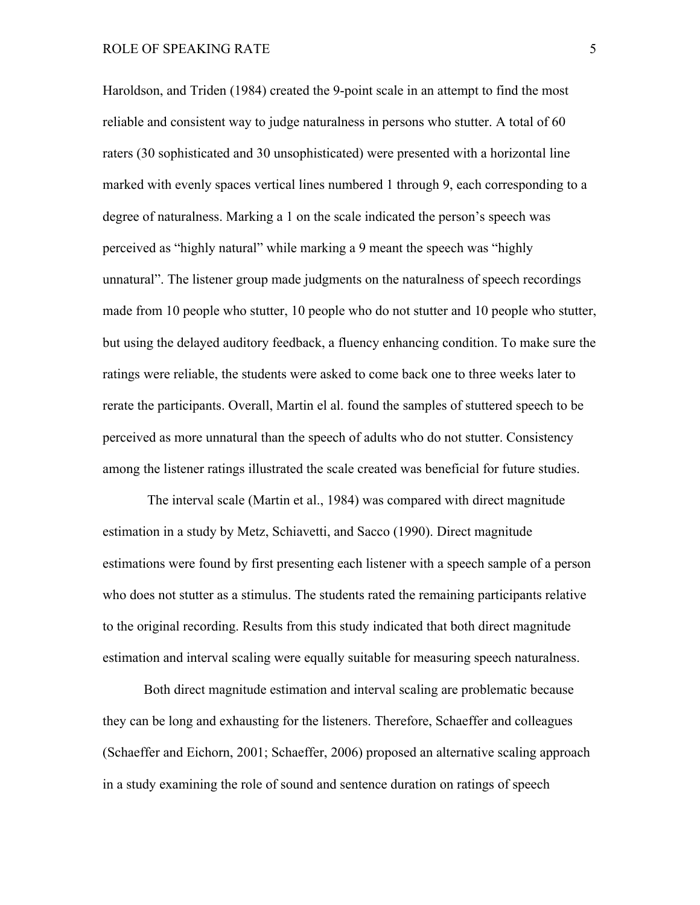Haroldson, and Triden (1984) created the 9-point scale in an attempt to find the most reliable and consistent way to judge naturalness in persons who stutter. A total of 60 raters (30 sophisticated and 30 unsophisticated) were presented with a horizontal line marked with evenly spaces vertical lines numbered 1 through 9, each corresponding to a degree of naturalness. Marking a 1 on the scale indicated the person's speech was perceived as "highly natural" while marking a 9 meant the speech was "highly unnatural". The listener group made judgments on the naturalness of speech recordings made from 10 people who stutter, 10 people who do not stutter and 10 people who stutter, but using the delayed auditory feedback, a fluency enhancing condition. To make sure the ratings were reliable, the students were asked to come back one to three weeks later to rerate the participants. Overall, Martin el al. found the samples of stuttered speech to be perceived as more unnatural than the speech of adults who do not stutter. Consistency among the listener ratings illustrated the scale created was beneficial for future studies.

The interval scale (Martin et al., 1984) was compared with direct magnitude estimation in a study by Metz, Schiavetti, and Sacco (1990). Direct magnitude estimations were found by first presenting each listener with a speech sample of a person who does not stutter as a stimulus. The students rated the remaining participants relative to the original recording. Results from this study indicated that both direct magnitude estimation and interval scaling were equally suitable for measuring speech naturalness.

Both direct magnitude estimation and interval scaling are problematic because they can be long and exhausting for the listeners. Therefore, Schaeffer and colleagues (Schaeffer and Eichorn, 2001; Schaeffer, 2006) proposed an alternative scaling approach in a study examining the role of sound and sentence duration on ratings of speech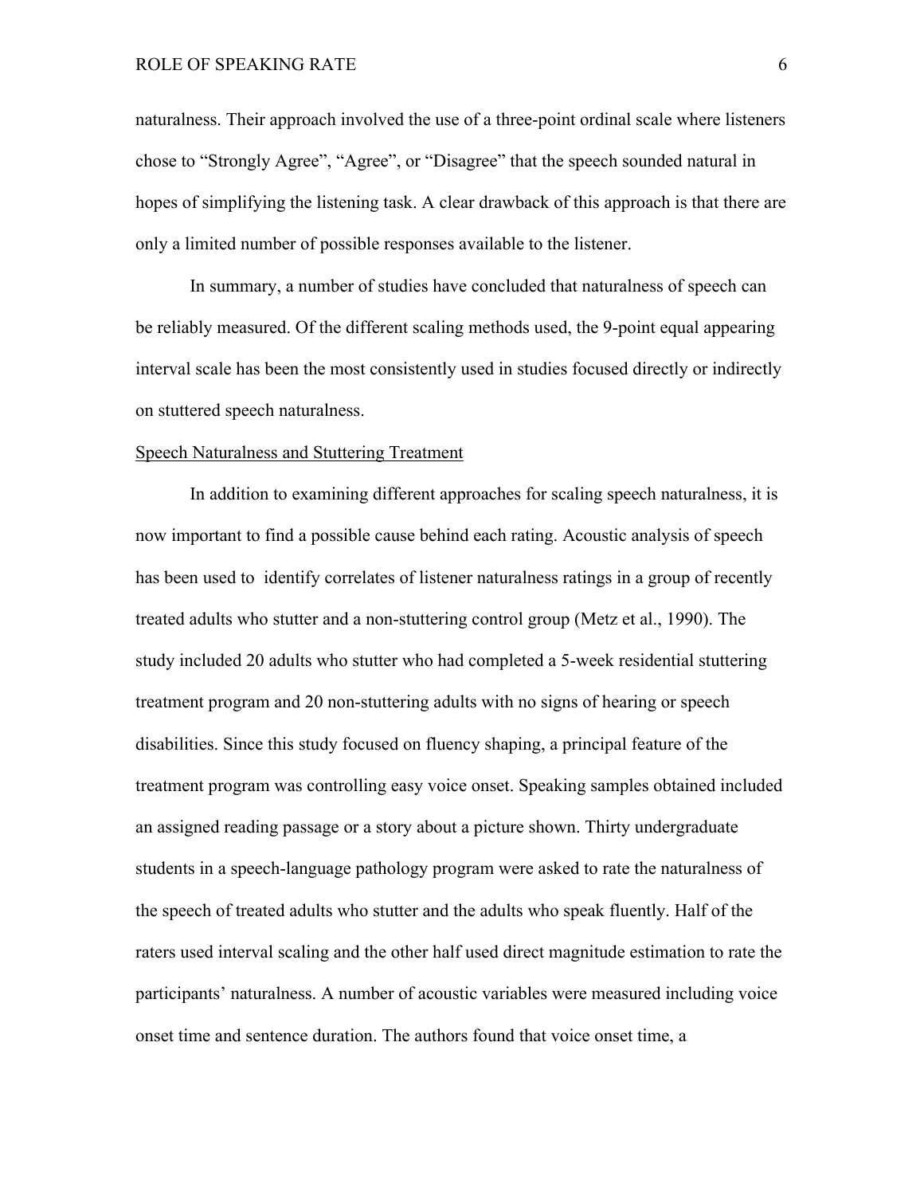naturalness. Their approach involved the use of a three-point ordinal scale where listeners chose to "Strongly Agree", "Agree", or "Disagree" that the speech sounded natural in hopes of simplifying the listening task. A clear drawback of this approach is that there are only a limited number of possible responses available to the listener.

In summary, a number of studies have concluded that naturalness of speech can be reliably measured. Of the different scaling methods used, the 9-point equal appearing interval scale has been the most consistently used in studies focused directly or indirectly on stuttered speech naturalness.

## Speech Naturalness and Stuttering Treatment

In addition to examining different approaches for scaling speech naturalness, it is now important to find a possible cause behind each rating. Acoustic analysis of speech has been used to identify correlates of listener naturalness ratings in a group of recently treated adults who stutter and a non-stuttering control group (Metz et al., 1990). The study included 20 adults who stutter who had completed a 5-week residential stuttering treatment program and 20 non-stuttering adults with no signs of hearing or speech disabilities. Since this study focused on fluency shaping, a principal feature of the treatment program was controlling easy voice onset. Speaking samples obtained included an assigned reading passage or a story about a picture shown. Thirty undergraduate students in a speech-language pathology program were asked to rate the naturalness of the speech of treated adults who stutter and the adults who speak fluently. Half of the raters used interval scaling and the other half used direct magnitude estimation to rate the participants' naturalness. A number of acoustic variables were measured including voice onset time and sentence duration. The authors found that voice onset time, a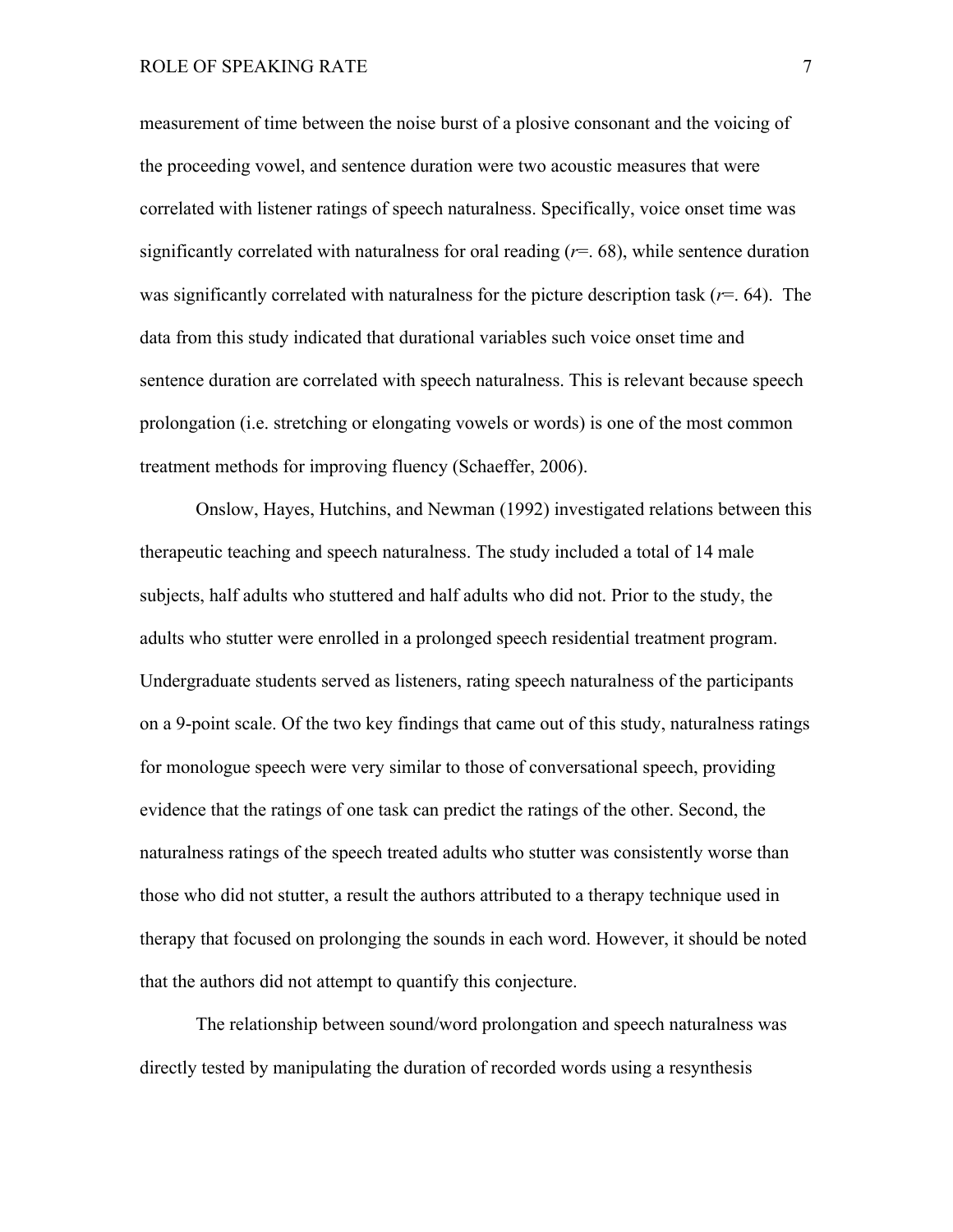measurement of time between the noise burst of a plosive consonant and the voicing of the proceeding vowel, and sentence duration were two acoustic measures that were correlated with listener ratings of speech naturalness. Specifically, voice onset time was significantly correlated with naturalness for oral reading (*r*=. 68), while sentence duration was significantly correlated with naturalness for the picture description task (*r*=. 64). The data from this study indicated that durational variables such voice onset time and sentence duration are correlated with speech naturalness. This is relevant because speech prolongation (i.e. stretching or elongating vowels or words) is one of the most common treatment methods for improving fluency (Schaeffer, 2006).

Onslow, Hayes, Hutchins, and Newman (1992) investigated relations between this therapeutic teaching and speech naturalness. The study included a total of 14 male subjects, half adults who stuttered and half adults who did not. Prior to the study, the adults who stutter were enrolled in a prolonged speech residential treatment program. Undergraduate students served as listeners, rating speech naturalness of the participants on a 9-point scale. Of the two key findings that came out of this study, naturalness ratings for monologue speech were very similar to those of conversational speech, providing evidence that the ratings of one task can predict the ratings of the other. Second, the naturalness ratings of the speech treated adults who stutter was consistently worse than those who did not stutter, a result the authors attributed to a therapy technique used in therapy that focused on prolonging the sounds in each word. However, it should be noted that the authors did not attempt to quantify this conjecture.

The relationship between sound/word prolongation and speech naturalness was directly tested by manipulating the duration of recorded words using a resynthesis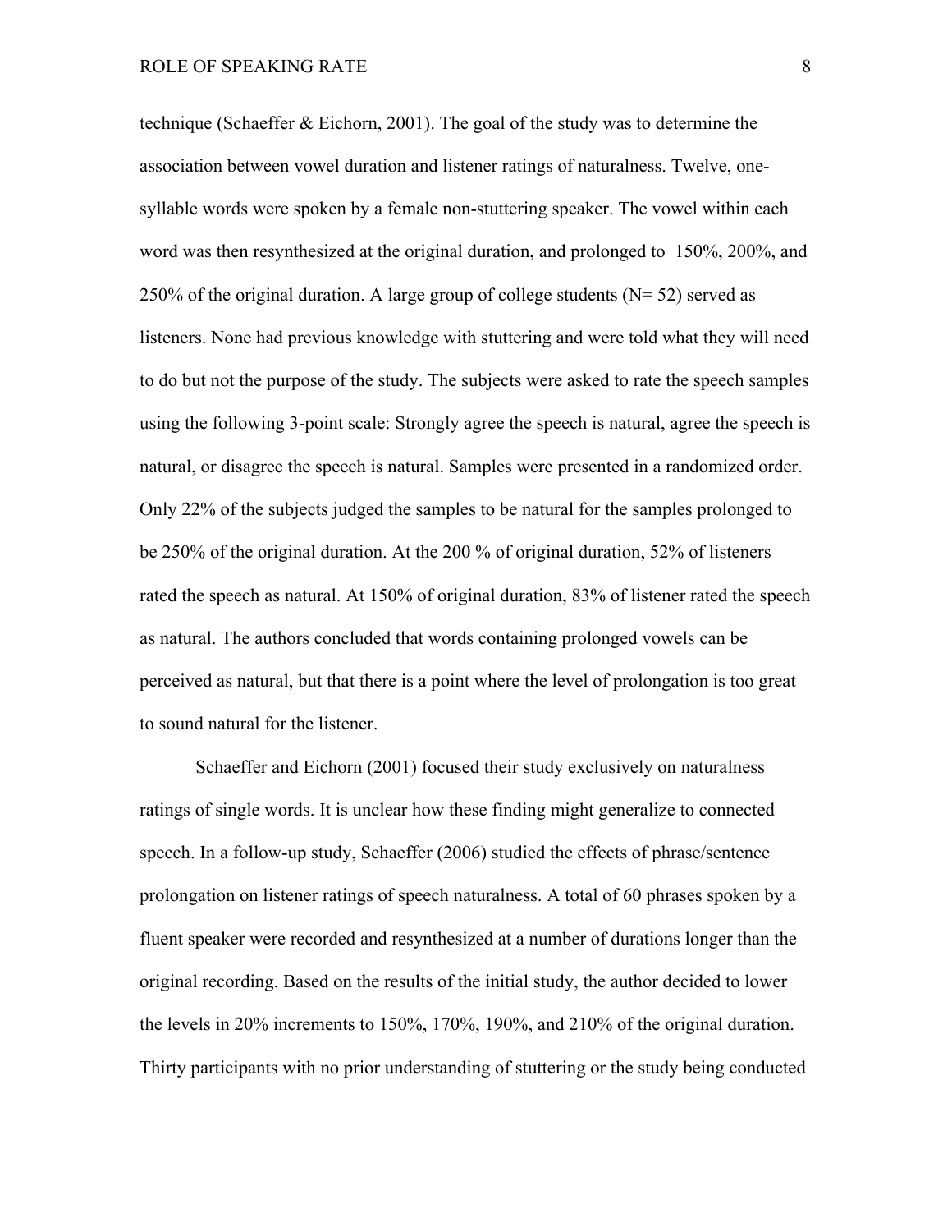technique (Schaeffer & Eichorn, 2001). The goal of the study was to determine the association between vowel duration and listener ratings of naturalness. Twelve, one-syllable words were spoken by a female non-stuttering speaker. The vowel within each word was then resynthesized at the original duration, and prolonged to 150%, 200%, and 250% of the original duration. A large group of college students (N= 52) served as listeners. None had previous knowledge with stuttering and were told what they will need to do but not the purpose of the study. The subjects were asked to rate the speech samples using the following 3-point scale: Strongly agree the speech is natural, agree the speech is natural, or disagree the speech is natural. Samples were presented in a randomized order. Only 22% of the subjects judged the samples to be natural for the samples prolonged to be 250% of the original duration. At the 200 % of original duration, 52% of listeners rated the speech as natural. At 150% of original duration, 83% of listener rated the speech as natural. The authors concluded that words containing prolonged vowels can be perceived as natural, but that there is a point where the level of prolongation is too great to sound natural for the listener.

Schaeffer and Eichorn (2001) focused their study exclusively on naturalness ratings of single words. It is unclear how these finding might generalize to connected speech. In a follow-up study, Schaeffer (2006) studied the effects of phrase/sentence prolongation on listener ratings of speech naturalness. A total of 60 phrases spoken by a fluent speaker were recorded and resynthesized at a number of durations longer than the original recording. Based on the results of the initial study, the author decided to lower the levels in 20% increments to 150%, 170%, 190%, and 210% of the original duration. Thirty participants with no prior understanding of stuttering or the study being conducted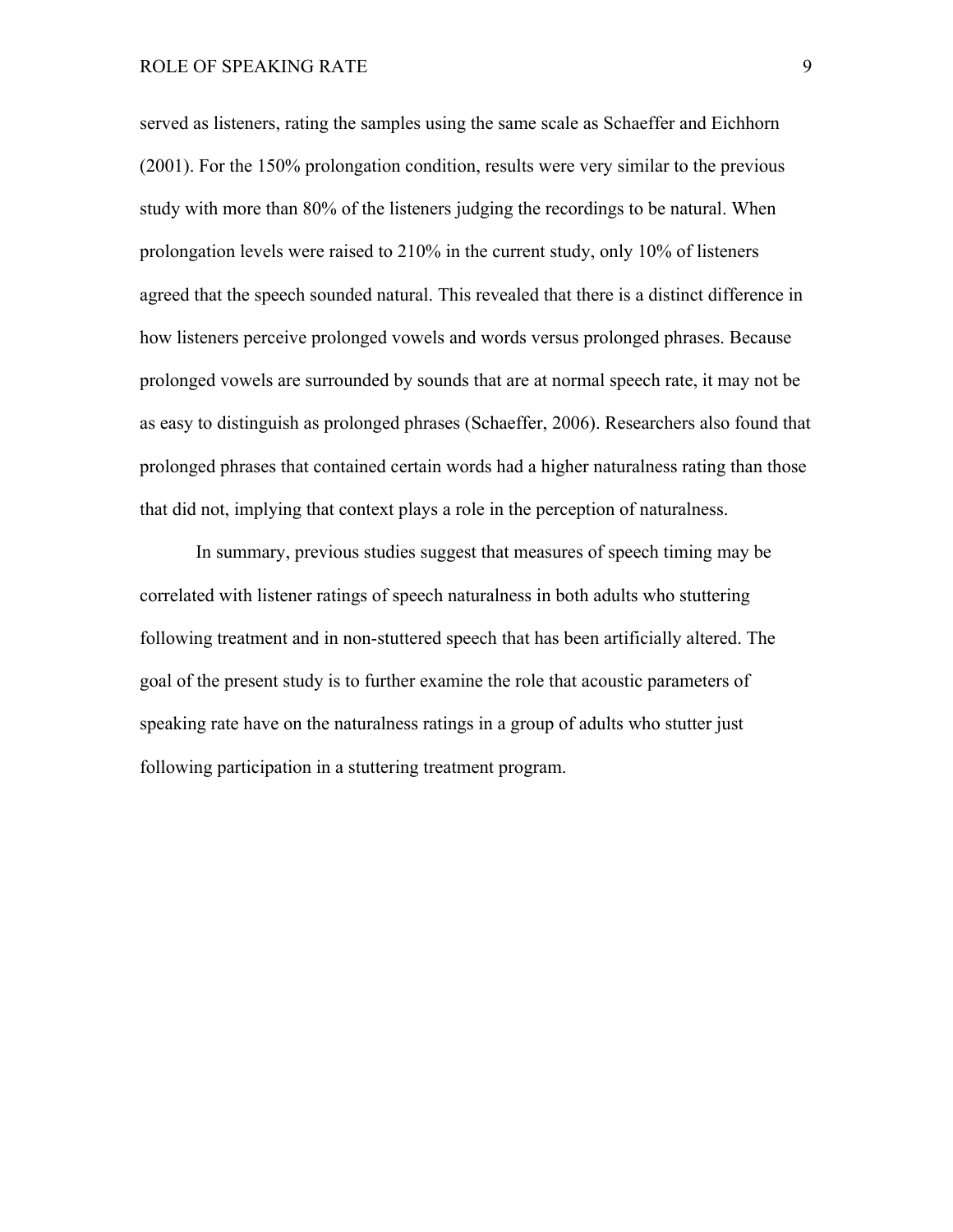served as listeners, rating the samples using the same scale as Schaeffer and Eichhorn (2001). For the 150% prolongation condition, results were very similar to the previous study with more than 80% of the listeners judging the recordings to be natural. When prolongation levels were raised to 210% in the current study, only 10% of listeners agreed that the speech sounded natural. This revealed that there is a distinct difference in how listeners perceive prolonged vowels and words versus prolonged phrases. Because prolonged vowels are surrounded by sounds that are at normal speech rate, it may not be as easy to distinguish as prolonged phrases (Schaeffer, 2006). Researchers also found that prolonged phrases that contained certain words had a higher naturalness rating than those that did not, implying that context plays a role in the perception of naturalness.

In summary, previous studies suggest that measures of speech timing may be correlated with listener ratings of speech naturalness in both adults who stuttering following treatment and in non-stuttered speech that has been artificially altered. The goal of the present study is to further examine the role that acoustic parameters of speaking rate have on the naturalness ratings in a group of adults who stutter just following participation in a stuttering treatment program.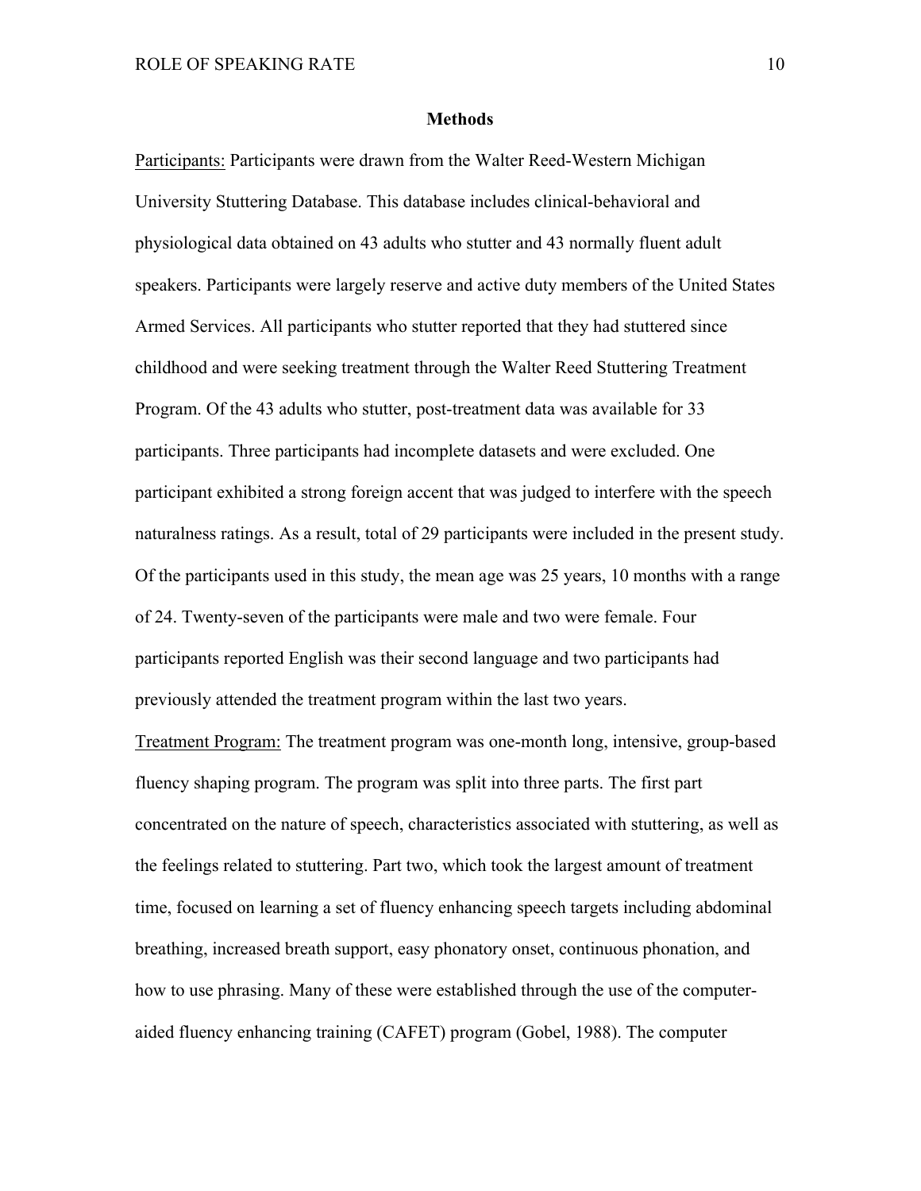## Methods

<u>Participants:</u> Participants were drawn from the Walter Reed-Western Michigan University Stuttering Database. This database includes clinical-behavioral and physiological data obtained on 43 adults who stutter and 43 normally fluent adult speakers. Participants were largely reserve and active duty members of the United States Armed Services. All participants who stutter reported that they had stuttered since childhood and were seeking treatment through the Walter Reed Stuttering Treatment Program. Of the 43 adults who stutter, post-treatment data was available for 33 participants. Three participants had incomplete datasets and were excluded. One participant exhibited a strong foreign accent that was judged to interfere with the speech naturalness ratings. As a result, total of 29 participants were included in the present study. Of the participants used in this study, the mean age was 25 years, 10 months with a range of 24. Twenty-seven of the participants were male and two were female. Four participants reported English was their second language and two participants had previously attended the treatment program within the last two years.

<u>Treatment Program:</u> The treatment program was one-month long, intensive, group-based fluency shaping program. The program was split into three parts. The first part concentrated on the nature of speech, characteristics associated with stuttering, as well as the feelings related to stuttering. Part two, which took the largest amount of treatment time, focused on learning a set of fluency enhancing speech targets including abdominal breathing, increased breath support, easy phonatory onset, continuous phonation, and how to use phrasing. Many of these were established through the use of the computer-aided fluency enhancing training (CAFET) program (Gobel, 1988). The computer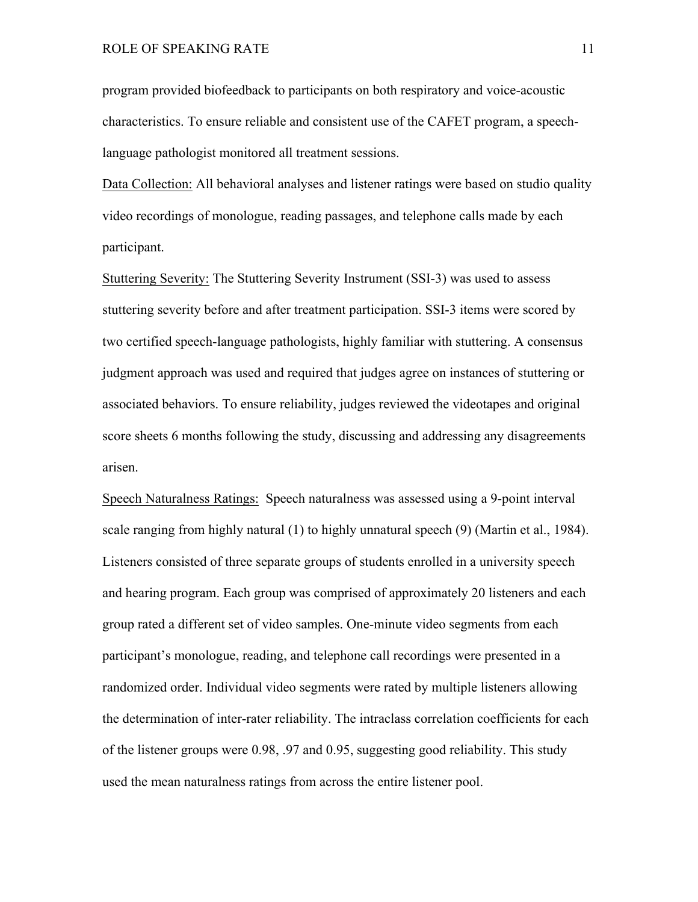program provided biofeedback to participants on both respiratory and voice-acoustic characteristics. To ensure reliable and consistent use of the CAFET program, a speech-language pathologist monitored all treatment sessions.

Data Collection: All behavioral analyses and listener ratings were based on studio quality video recordings of monologue, reading passages, and telephone calls made by each participant.

Stuttering Severity: The Stuttering Severity Instrument (SSI-3) was used to assess stuttering severity before and after treatment participation. SSI-3 items were scored by two certified speech-language pathologists, highly familiar with stuttering. A consensus judgment approach was used and required that judges agree on instances of stuttering or associated behaviors. To ensure reliability, judges reviewed the videotapes and original score sheets 6 months following the study, discussing and addressing any disagreements arisen.

Speech Naturalness Ratings: Speech naturalness was assessed using a 9-point interval scale ranging from highly natural (1) to highly unnatural speech (9) (Martin et al., 1984). Listeners consisted of three separate groups of students enrolled in a university speech and hearing program. Each group was comprised of approximately 20 listeners and each group rated a different set of video samples. One-minute video segments from each participant's monologue, reading, and telephone call recordings were presented in a randomized order. Individual video segments were rated by multiple listeners allowing the determination of inter-rater reliability. The intraclass correlation coefficients for each of the listener groups were 0.98, .97 and 0.95, suggesting good reliability. This study used the mean naturalness ratings from across the entire listener pool.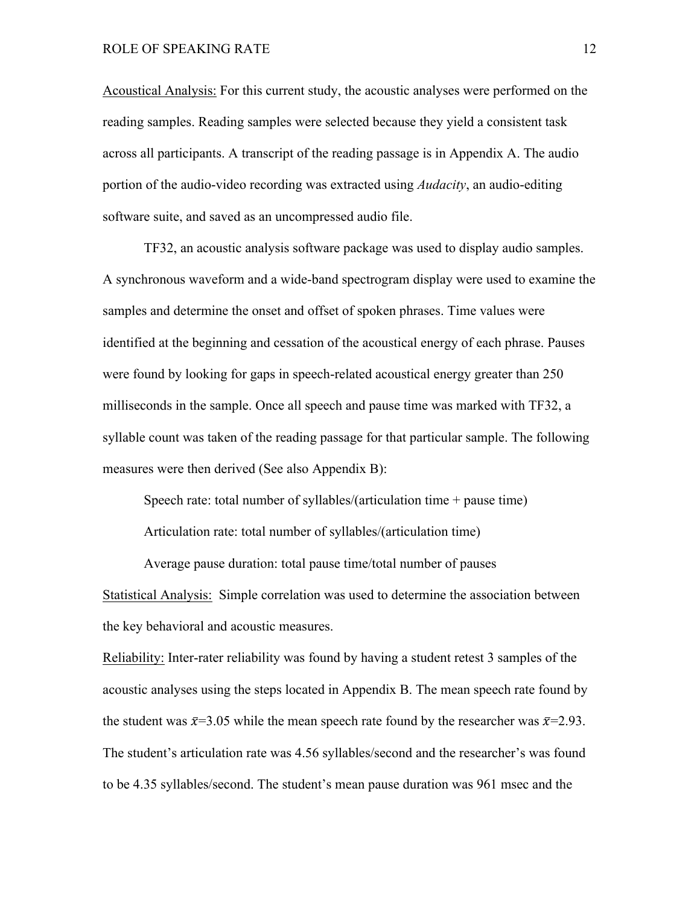Acoustical Analysis: For this current study, the acoustic analyses were performed on the reading samples. Reading samples were selected because they yield a consistent task across all participants. A transcript of the reading passage is in Appendix A. The audio portion of the audio-video recording was extracted using *Audacity*, an audio-editing software suite, and saved as an uncompressed audio file.

TF32, an acoustic analysis software package was used to display audio samples. A synchronous waveform and a wide-band spectrogram display were used to examine the samples and determine the onset and offset of spoken phrases. Time values were identified at the beginning and cessation of the acoustical energy of each phrase. Pauses were found by looking for gaps in speech-related acoustical energy greater than 250 milliseconds in the sample. Once all speech and pause time was marked with TF32, a syllable count was taken of the reading passage for that particular sample. The following measures were then derived (See also Appendix B):

Speech rate: total number of syllables/(articulation time + pause time)

Articulation rate: total number of syllables/(articulation time)

Average pause duration: total pause time/total number of pauses

Statistical Analysis: Simple correlation was used to determine the association between the key behavioral and acoustic measures.

Reliability: Inter-rater reliability was found by having a student retest 3 samples of the acoustic analyses using the steps located in Appendix B. The mean speech rate found by the student was $\bar{x}$=3.05 while the mean speech rate found by the researcher was $\bar{x}$=2.93. The student's articulation rate was 4.56 syllables/second and the researcher's was found to be 4.35 syllables/second. The student's mean pause duration was 961 msec and the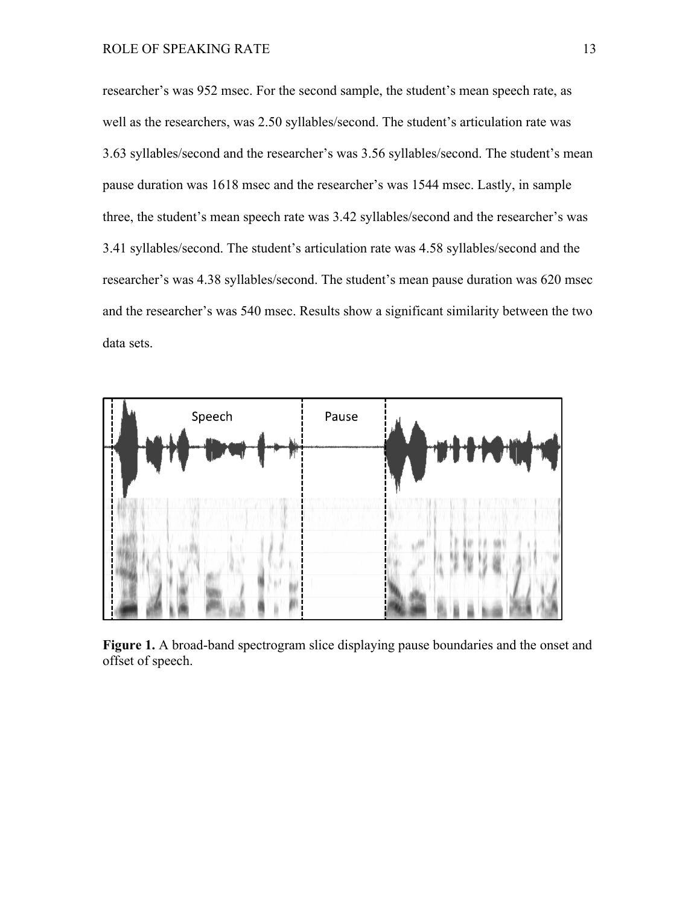researcher's was 952 msec. For the second sample, the student's mean speech rate, as well as the researchers, was 2.50 syllables/second. The student's articulation rate was 3.63 syllables/second and the researcher's was 3.56 syllables/second. The student's mean pause duration was 1618 msec and the researcher's was 1544 msec. Lastly, in sample three, the student's mean speech rate was 3.42 syllables/second and the researcher's was 3.41 syllables/second. The student's articulation rate was 4.58 syllables/second and the researcher's was 4.38 syllables/second. The student's mean pause duration was 620 msec and the researcher's was 540 msec. Results show a significant similarity between the two data sets.

**Figure 1.** A broad-band spectrogram slice displaying pause boundaries and the onset and offset of speech.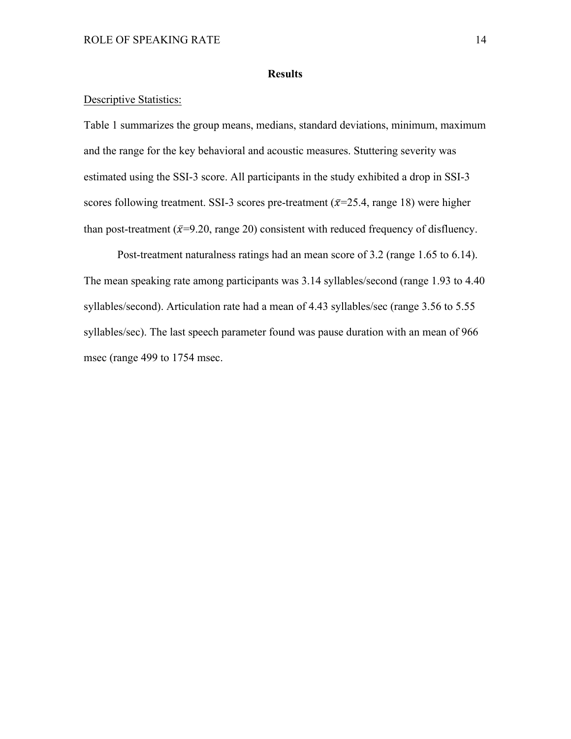## Results

<u>Descriptive Statistics:</u>

Table 1 summarizes the group means, medians, standard deviations, minimum, maximum and the range for the key behavioral and acoustic measures. Stuttering severity was estimated using the SSI-3 score. All participants in the study exhibited a drop in SSI-3 scores following treatment. SSI-3 scores pre-treatment ($\bar{x}$=25.4, range 18) were higher than post-treatment ($\bar{x}$=9.20, range 20) consistent with reduced frequency of disfluency.

Post-treatment naturalness ratings had an mean score of 3.2 (range 1.65 to 6.14). The mean speaking rate among participants was 3.14 syllables/second (range 1.93 to 4.40 syllables/second). Articulation rate had a mean of 4.43 syllables/sec (range 3.56 to 5.55 syllables/sec). The last speech parameter found was pause duration with an mean of 966 msec (range 499 to 1754 msec.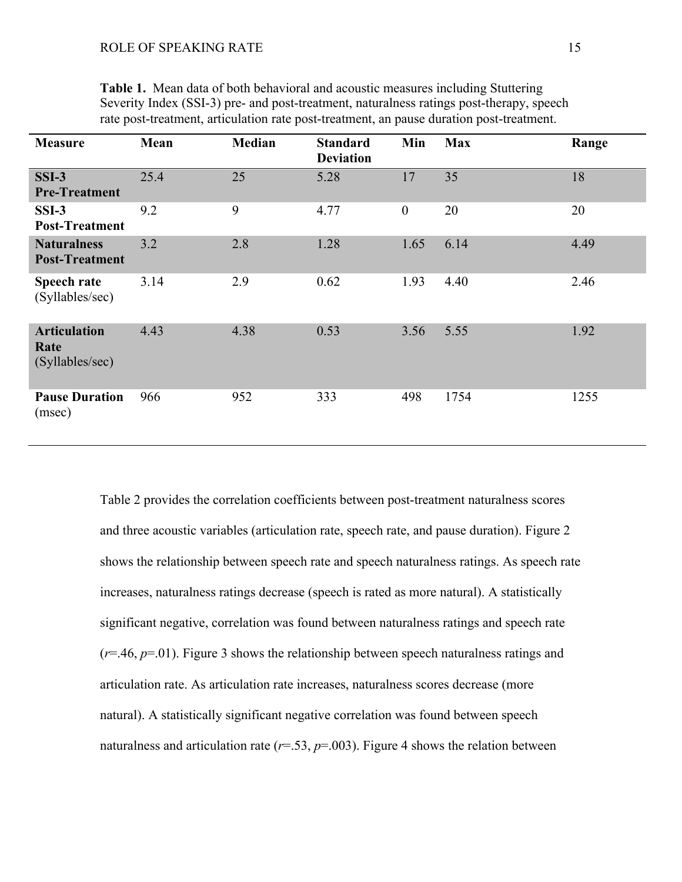**Table 1.** Mean data of both behavioral and acoustic measures including Stuttering Severity Index (SSI-3) pre- and post-treatment, naturalness ratings post-therapy, speech rate post-treatment, articulation rate post-treatment, an pause duration post-treatment.

| Measure | Mean | Median | Standard Deviation | Min | Max | Range |
|---|---|---|---|---|---|---|
| **SSI-3 Pre-Treatment** | 25.4 | 25 | 5.28 | 17 | 35 | 18 |
| **SSI-3 Post-Treatment** | 9.2 | 9 | 4.77 | 0 | 20 | 20 |
| **Naturalness Post-Treatment** | 3.2 | 2.8 | 1.28 | 1.65 | 6.14 | 4.49 |
| **Speech rate** (Syllables/sec) | 3.14 | 2.9 | 0.62 | 1.93 | 4.40 | 2.46 |
| **Articulation Rate** (Syllables/sec) | 4.43 | 4.38 | 0.53 | 3.56 | 5.55 | 1.92 |
| **Pause Duration** (msec) | 966 | 952 | 333 | 498 | 1754 | 1255 |

Table 2 provides the correlation coefficients between post-treatment naturalness scores and three acoustic variables (articulation rate, speech rate, and pause duration). Figure 2 shows the relationship between speech rate and speech naturalness ratings. As speech rate increases, naturalness ratings decrease (speech is rated as more natural). A statistically significant negative, correlation was found between naturalness ratings and speech rate ($r$=.46, $p$=.01). Figure 3 shows the relationship between speech naturalness ratings and articulation rate. As articulation rate increases, naturalness scores decrease (more natural). A statistically significant negative correlation was found between speech naturalness and articulation rate ($r$=.53, $p$=.003). Figure 4 shows the relation between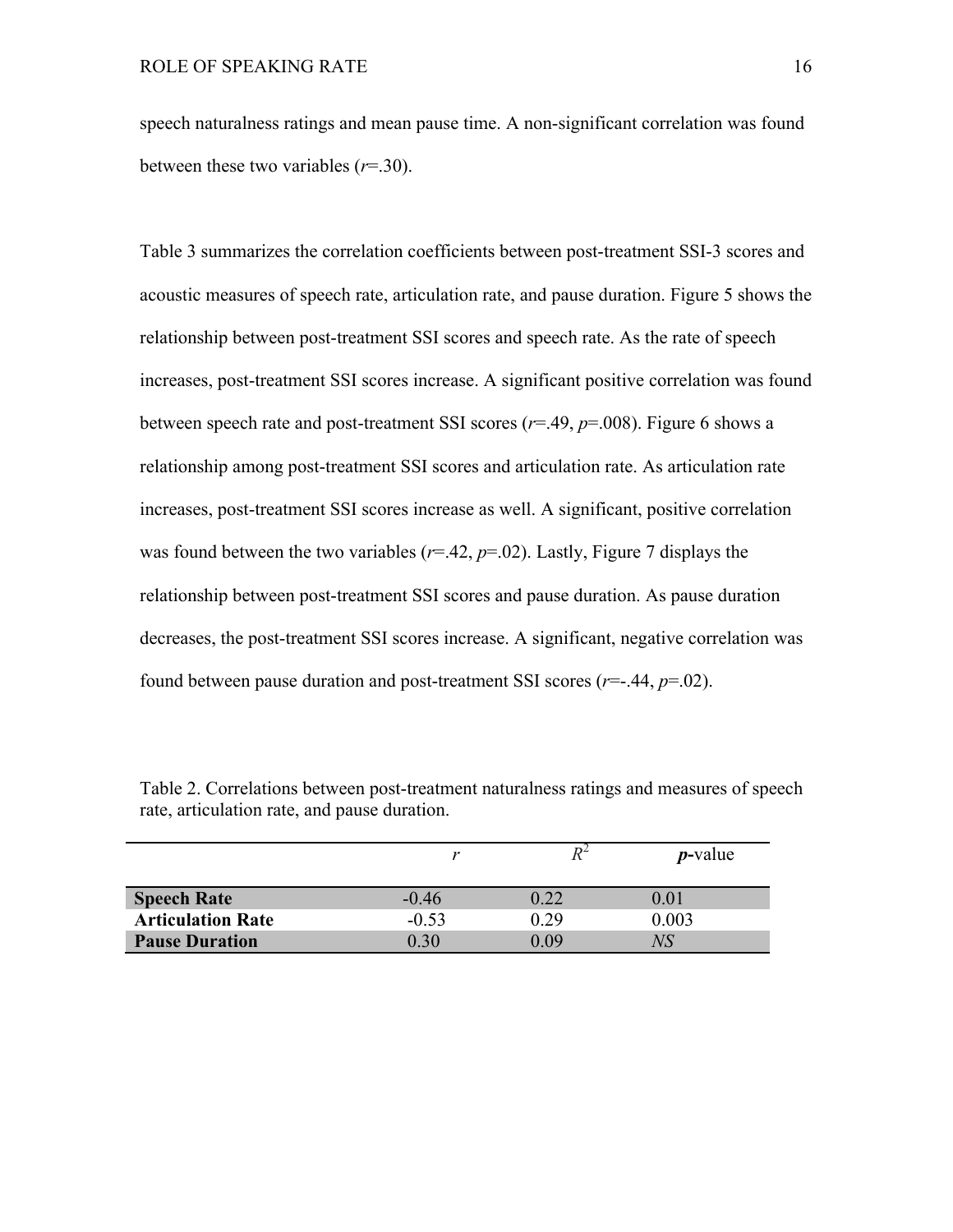speech naturalness ratings and mean pause time. A non-significant correlation was found between these two variables (*r*=.30).

Table 3 summarizes the correlation coefficients between post-treatment SSI-3 scores and acoustic measures of speech rate, articulation rate, and pause duration. Figure 5 shows the relationship between post-treatment SSI scores and speech rate. As the rate of speech increases, post-treatment SSI scores increase. A significant positive correlation was found between speech rate and post-treatment SSI scores (*r*=.49, *p*=.008). Figure 6 shows a relationship among post-treatment SSI scores and articulation rate. As articulation rate increases, post-treatment SSI scores increase as well. A significant, positive correlation was found between the two variables (*r*=.42, *p*=.02). Lastly, Figure 7 displays the relationship between post-treatment SSI scores and pause duration. As pause duration decreases, the post-treatment SSI scores increase. A significant, negative correlation was found between pause duration and post-treatment SSI scores (*r*=-.44, *p*=.02).

Table 2. Correlations between post-treatment naturalness ratings and measures of speech rate, articulation rate, and pause duration.

| | *r* | $R^2$ | ***p*-value** |
|---|---|---|---|
| **Speech Rate** | -0.46 | 0.22 | 0.01 |
| **Articulation Rate** | -0.53 | 0.29 | 0.003 |
| **Pause Duration** | 0.30 | 0.09 | *NS* |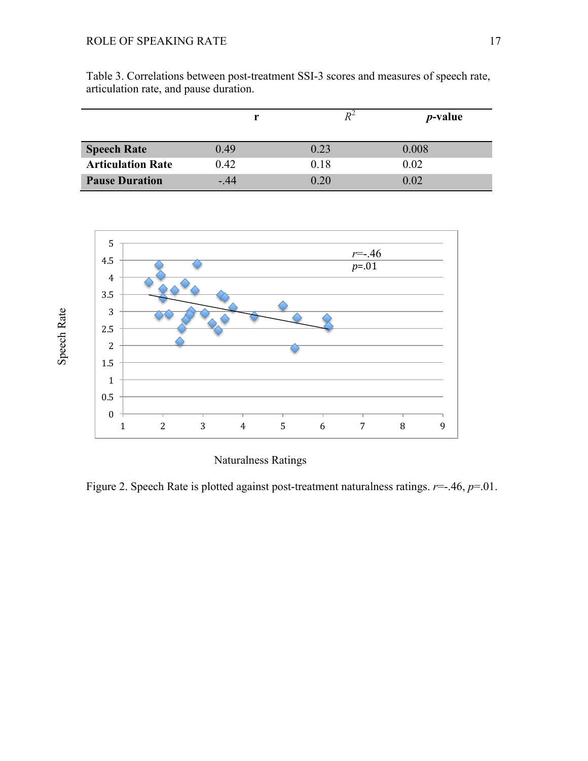Table 3. Correlations between post-treatment SSI-3 scores and measures of speech rate, articulation rate, and pause duration.

| | r | $R^2$ | *p*-value |
|---|---|---|---|
| **Speech Rate** | 0.49 | 0.23 | 0.008 |
| **Articulation Rate** | 0.42 | 0.18 | 0.02 |
| **Pause Duration** | -.44 | 0.20 | 0.02 |

Figure 2. Speech Rate is plotted against post-treatment naturalness ratings. $r$=-.46, $p$=.01.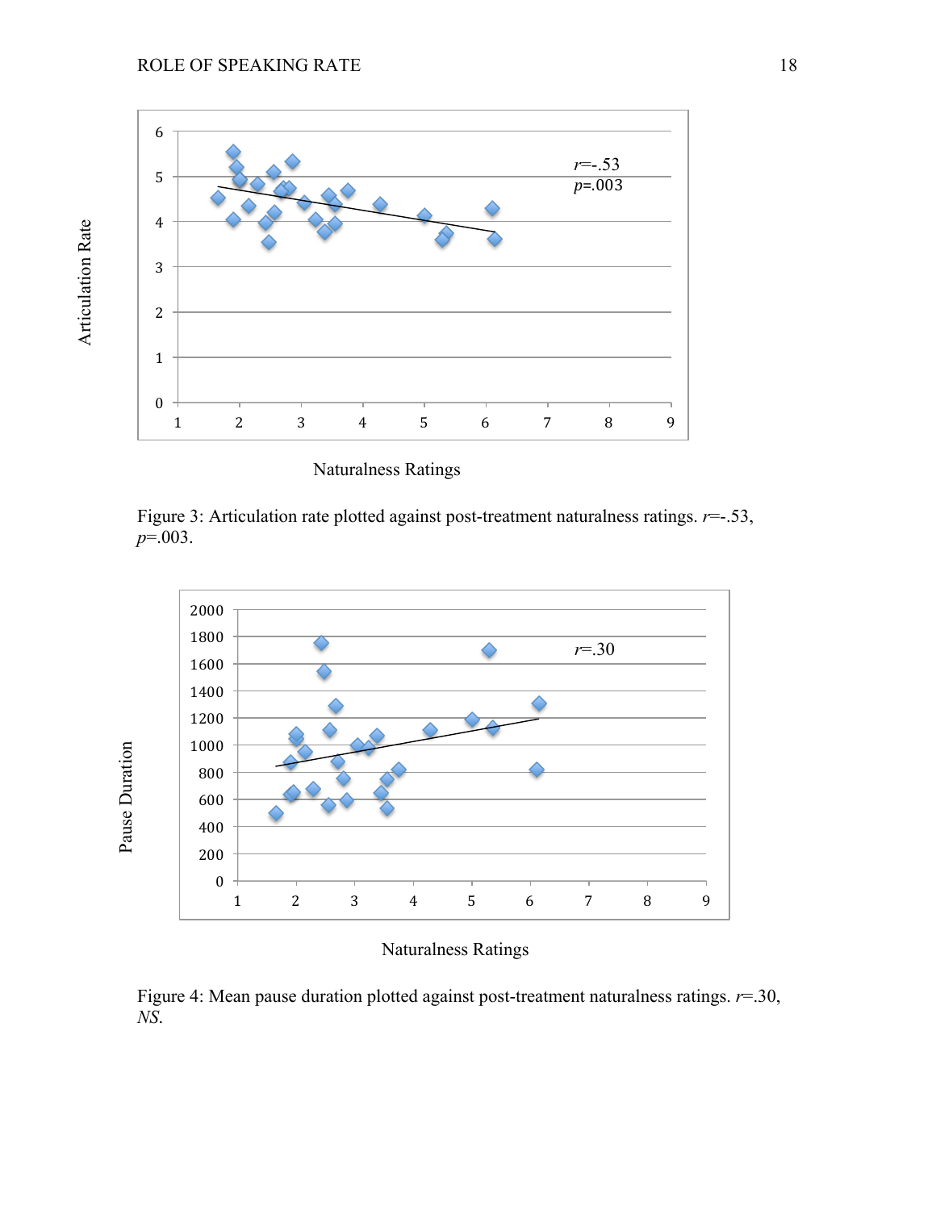Figure 3: Articulation rate plotted against post-treatment naturalness ratings. $r$=-.53, $p$=.003.

Figure 4: Mean pause duration plotted against post-treatment naturalness ratings. $r$=.30, *NS*.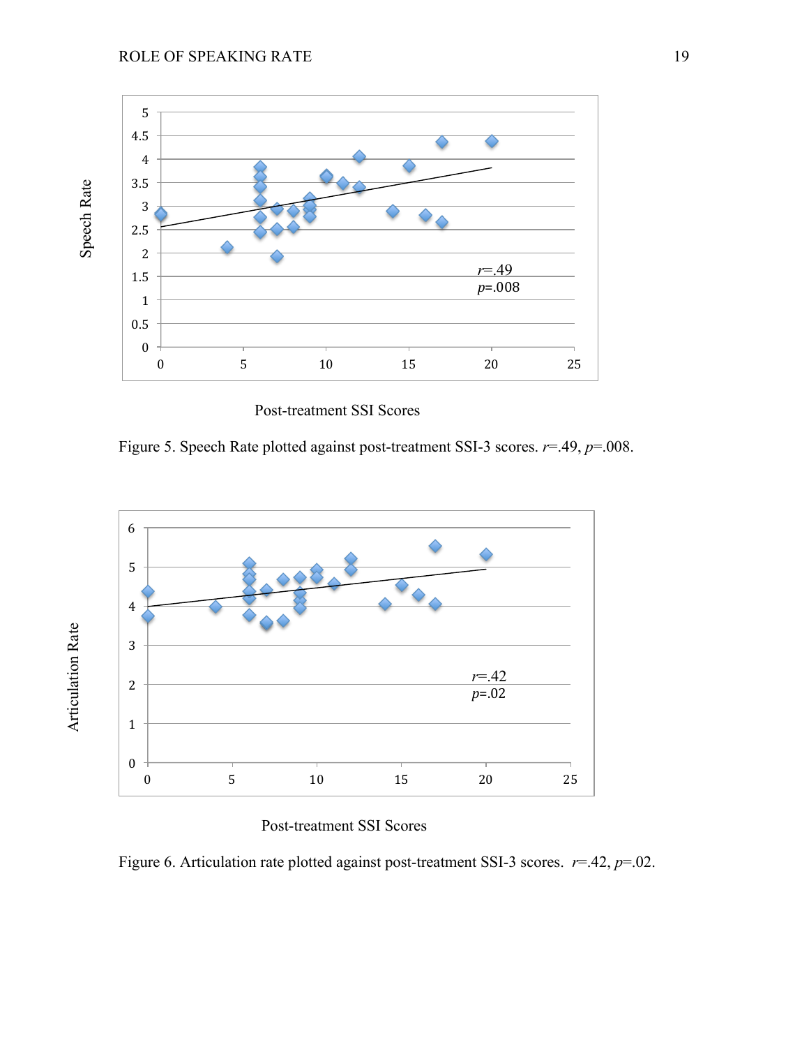Figure 5. Speech Rate plotted against post-treatment SSI-3 scores. $r$=.49, $p$=.008.

Figure 6. Articulation rate plotted against post-treatment SSI-3 scores. $r$=.42, $p$=.02.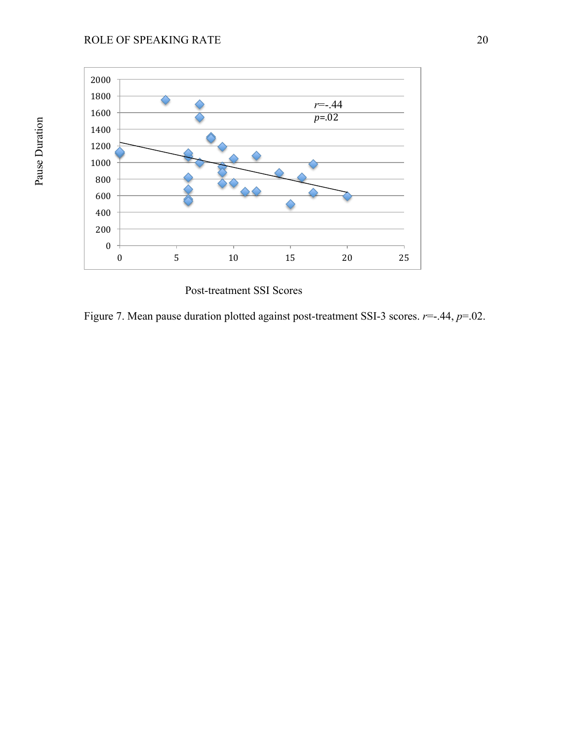Figure 7. Mean pause duration plotted against post-treatment SSI-3 scores. $r$=-.44, $p$=.02.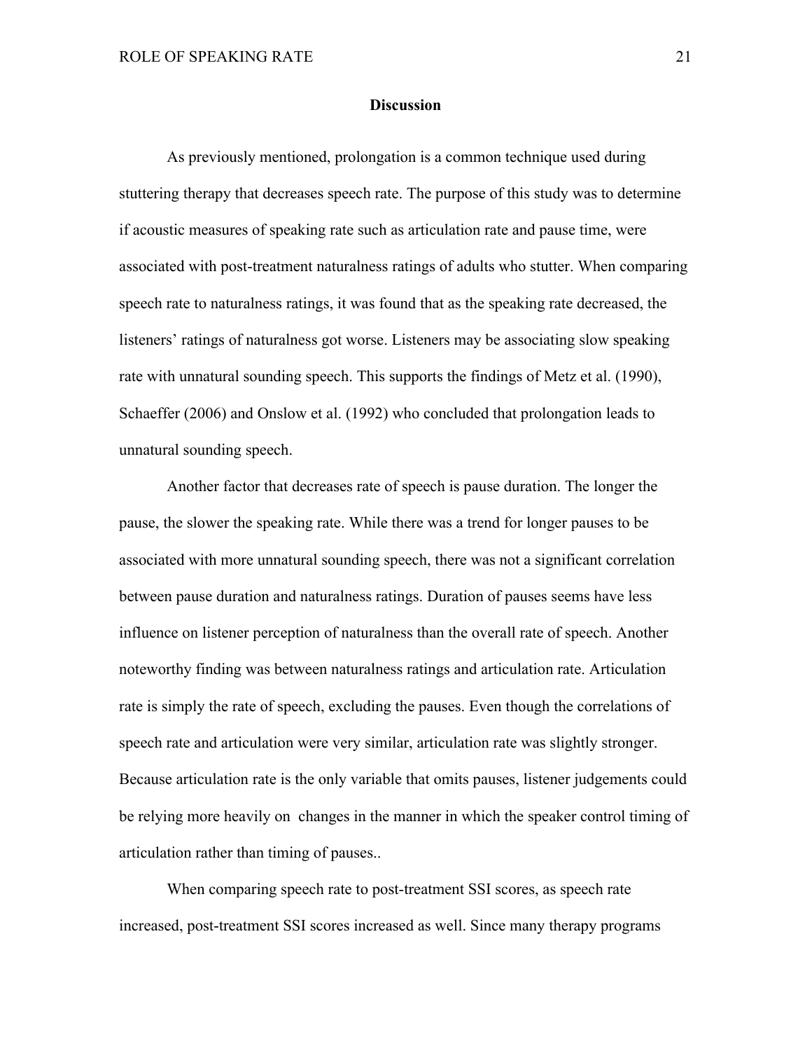# Discussion

As previously mentioned, prolongation is a common technique used during stuttering therapy that decreases speech rate. The purpose of this study was to determine if acoustic measures of speaking rate such as articulation rate and pause time, were associated with post-treatment naturalness ratings of adults who stutter. When comparing speech rate to naturalness ratings, it was found that as the speaking rate decreased, the listeners' ratings of naturalness got worse. Listeners may be associating slow speaking rate with unnatural sounding speech. This supports the findings of Metz et al. (1990), Schaeffer (2006) and Onslow et al. (1992) who concluded that prolongation leads to unnatural sounding speech.

Another factor that decreases rate of speech is pause duration. The longer the pause, the slower the speaking rate. While there was a trend for longer pauses to be associated with more unnatural sounding speech, there was not a significant correlation between pause duration and naturalness ratings. Duration of pauses seems have less influence on listener perception of naturalness than the overall rate of speech. Another noteworthy finding was between naturalness ratings and articulation rate. Articulation rate is simply the rate of speech, excluding the pauses. Even though the correlations of speech rate and articulation were very similar, articulation rate was slightly stronger. Because articulation rate is the only variable that omits pauses, listener judgements could be relying more heavily on changes in the manner in which the speaker control timing of articulation rather than timing of pauses..

When comparing speech rate to post-treatment SSI scores, as speech rate increased, post-treatment SSI scores increased as well. Since many therapy programs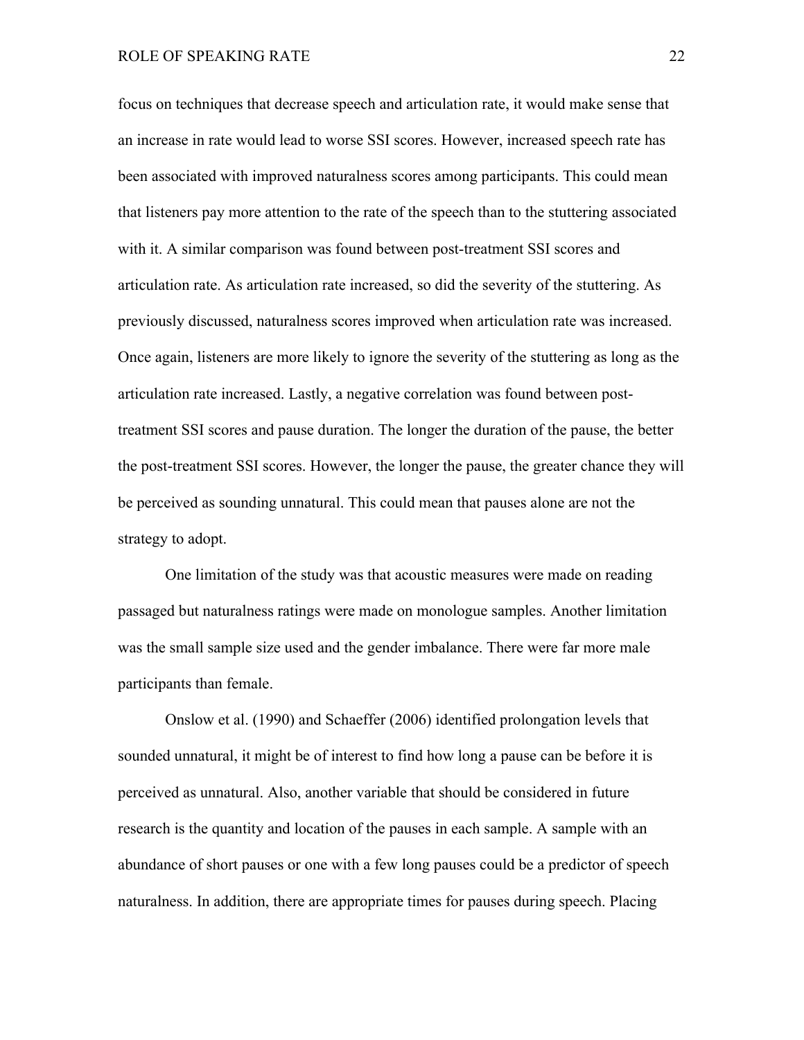focus on techniques that decrease speech and articulation rate, it would make sense that an increase in rate would lead to worse SSI scores. However, increased speech rate has been associated with improved naturalness scores among participants. This could mean that listeners pay more attention to the rate of the speech than to the stuttering associated with it. A similar comparison was found between post-treatment SSI scores and articulation rate. As articulation rate increased, so did the severity of the stuttering. As previously discussed, naturalness scores improved when articulation rate was increased. Once again, listeners are more likely to ignore the severity of the stuttering as long as the articulation rate increased. Lastly, a negative correlation was found between post-treatment SSI scores and pause duration. The longer the duration of the pause, the better the post-treatment SSI scores. However, the longer the pause, the greater chance they will be perceived as sounding unnatural. This could mean that pauses alone are not the strategy to adopt.

One limitation of the study was that acoustic measures were made on reading passaged but naturalness ratings were made on monologue samples. Another limitation was the small sample size used and the gender imbalance. There were far more male participants than female.

Onslow et al. (1990) and Schaeffer (2006) identified prolongation levels that sounded unnatural, it might be of interest to find how long a pause can be before it is perceived as unnatural. Also, another variable that should be considered in future research is the quantity and location of the pauses in each sample. A sample with an abundance of short pauses or one with a few long pauses could be a predictor of speech naturalness. In addition, there are appropriate times for pauses during speech. Placing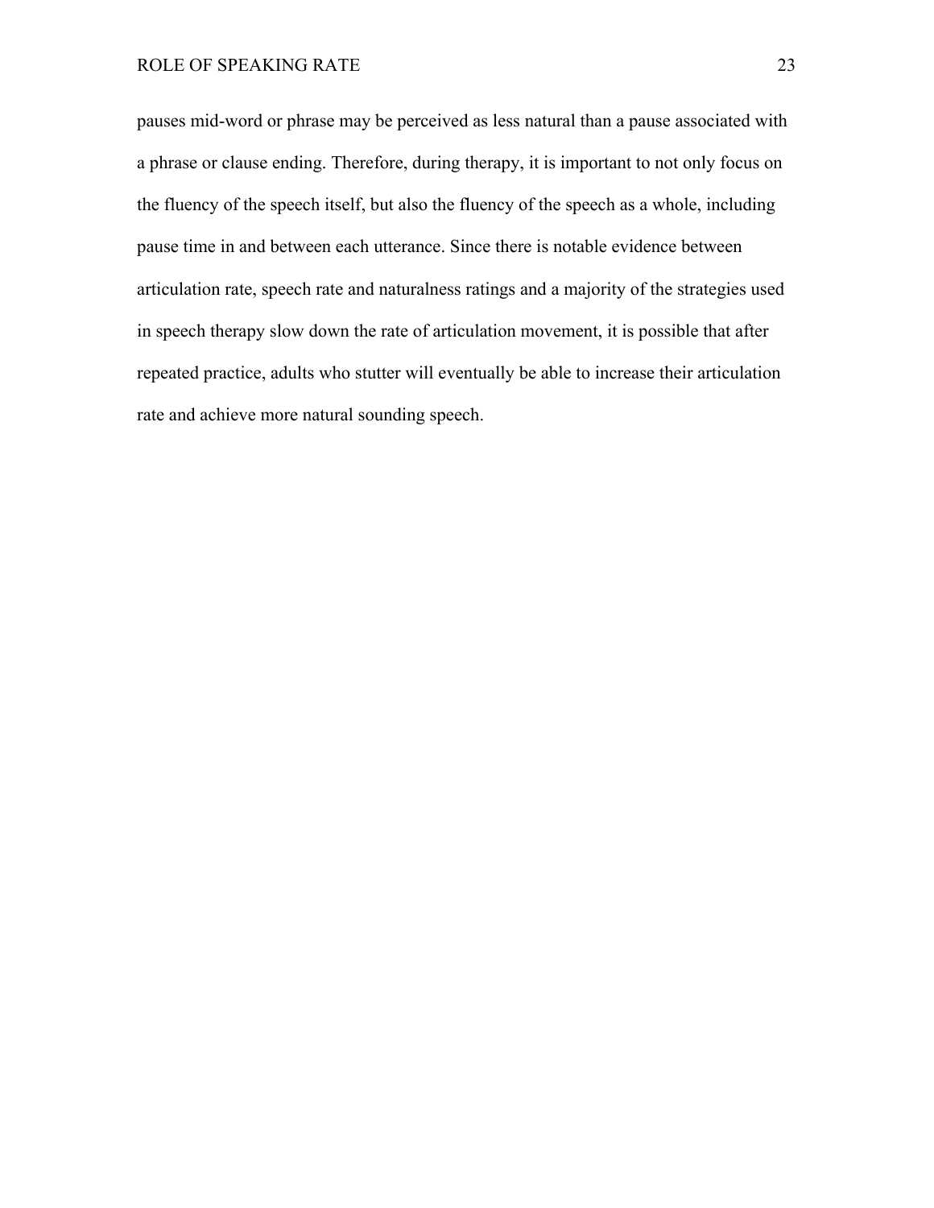pauses mid-word or phrase may be perceived as less natural than a pause associated with a phrase or clause ending. Therefore, during therapy, it is important to not only focus on the fluency of the speech itself, but also the fluency of the speech as a whole, including pause time in and between each utterance. Since there is notable evidence between articulation rate, speech rate and naturalness ratings and a majority of the strategies used in speech therapy slow down the rate of articulation movement, it is possible that after repeated practice, adults who stutter will eventually be able to increase their articulation rate and achieve more natural sounding speech.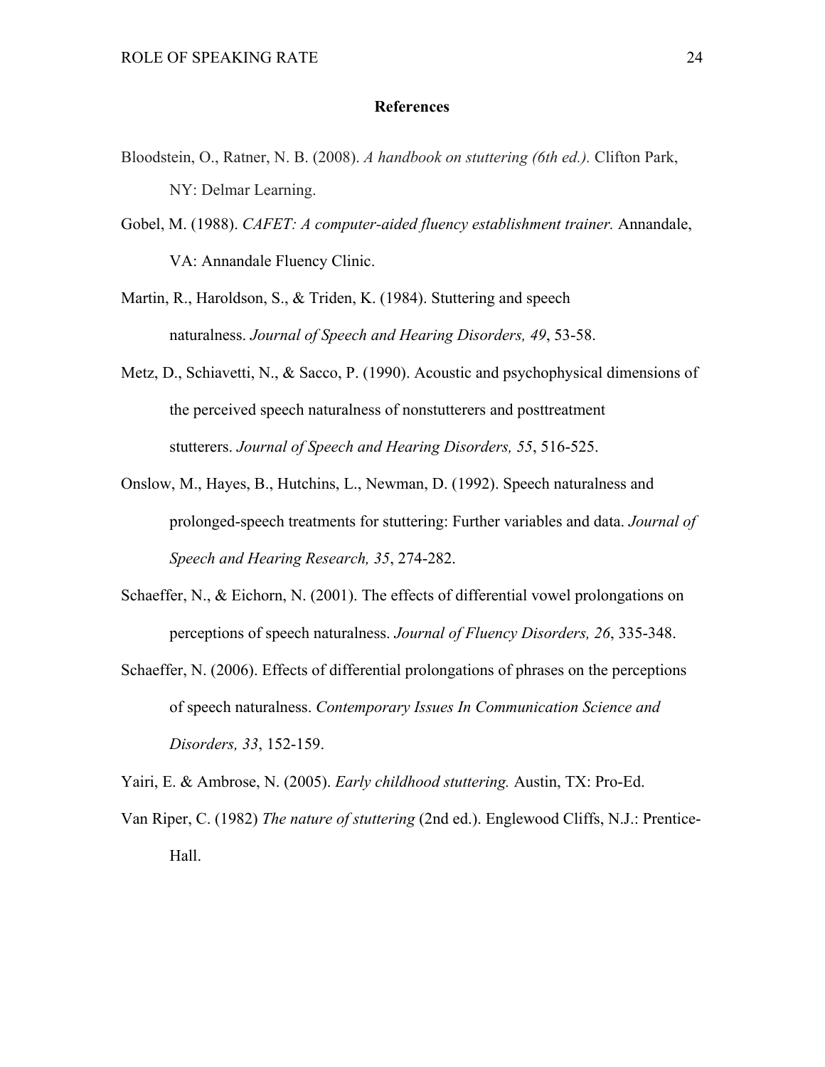## References

Bloodstein, O., Ratner, N. B. (2008). *A handbook on stuttering (6th ed.).* Clifton Park, NY: Delmar Learning.

Gobel, M. (1988). *CAFET: A computer-aided fluency establishment trainer.* Annandale, VA: Annandale Fluency Clinic.

Martin, R., Haroldson, S., & Triden, K. (1984). Stuttering and speech naturalness. *Journal of Speech and Hearing Disorders, 49*, 53-58.

Metz, D., Schiavetti, N., & Sacco, P. (1990). Acoustic and psychophysical dimensions of the perceived speech naturalness of nonstutterers and posttreatment stutterers. *Journal of Speech and Hearing Disorders, 55*, 516-525.

Onslow, M., Hayes, B., Hutchins, L., Newman, D. (1992). Speech naturalness and prolonged-speech treatments for stuttering: Further variables and data. *Journal of Speech and Hearing Research, 35*, 274-282.

Schaeffer, N., & Eichorn, N. (2001). The effects of differential vowel prolongations on perceptions of speech naturalness. *Journal of Fluency Disorders, 26*, 335-348.

Schaeffer, N. (2006). Effects of differential prolongations of phrases on the perceptions of speech naturalness. *Contemporary Issues In Communication Science and Disorders, 33*, 152-159.

Yairi, E. & Ambrose, N. (2005). *Early childhood stuttering.* Austin, TX: Pro-Ed.

Van Riper, C. (1982) *The nature of stuttering* (2nd ed.). Englewood Cliffs, N.J.: Prentice-Hall.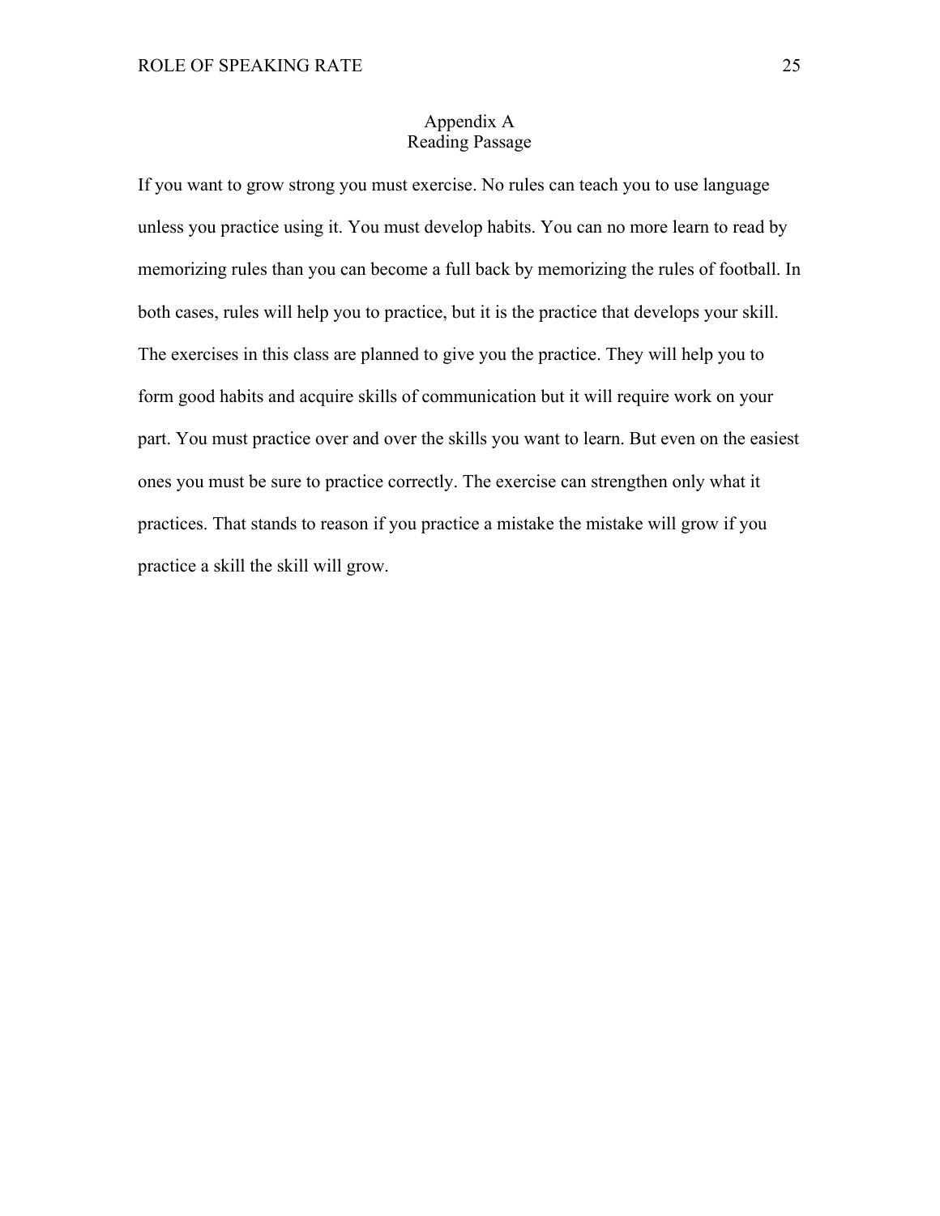# Appendix A
## Reading Passage

If you want to grow strong you must exercise. No rules can teach you to use language unless you practice using it. You must develop habits. You can no more learn to read by memorizing rules than you can become a full back by memorizing the rules of football. In both cases, rules will help you to practice, but it is the practice that develops your skill. The exercises in this class are planned to give you the practice. They will help you to form good habits and acquire skills of communication but it will require work on your part. You must practice over and over the skills you want to learn. But even on the easiest ones you must be sure to practice correctly. The exercise can strengthen only what it practices. That stands to reason if you practice a mistake the mistake will grow if you practice a skill the skill will grow.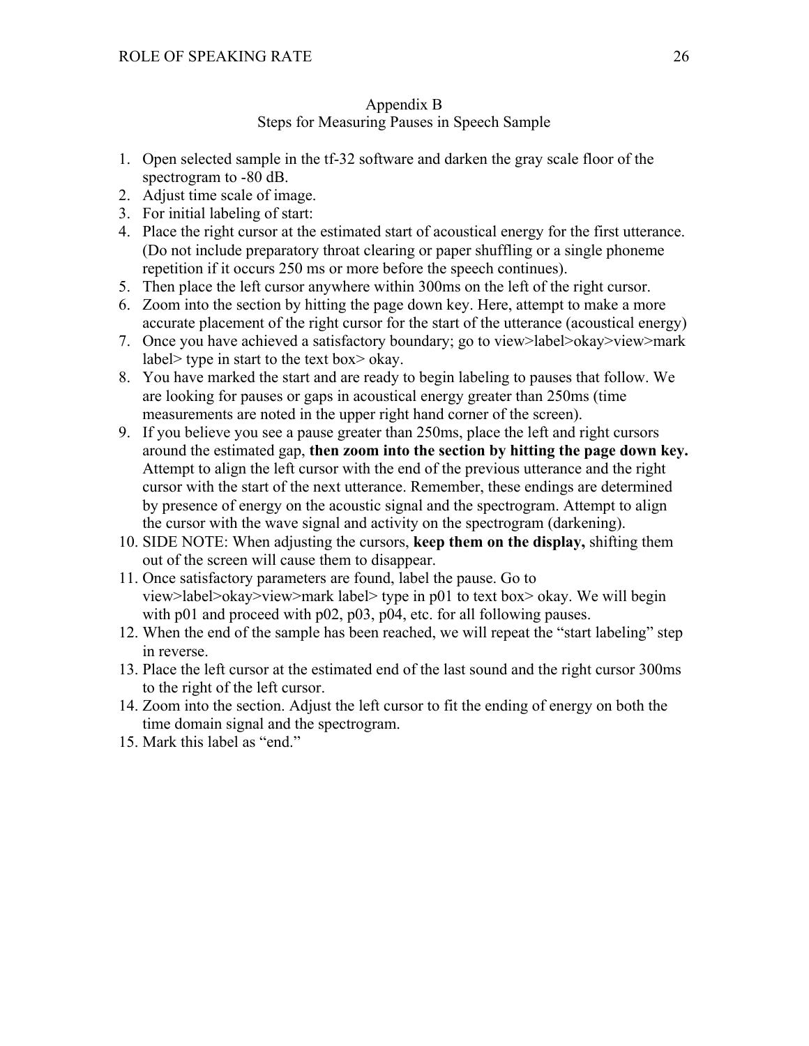## Appendix B

### Steps for Measuring Pauses in Speech Sample

1. Open selected sample in the tf-32 software and darken the gray scale floor of the spectrogram to -80 dB.
2. Adjust time scale of image.
3. For initial labeling of start:
4. Place the right cursor at the estimated start of acoustical energy for the first utterance. (Do not include preparatory throat clearing or paper shuffling or a single phoneme repetition if it occurs 250 ms or more before the speech continues).
5. Then place the left cursor anywhere within 300ms on the left of the right cursor.
6. Zoom into the section by hitting the page down key. Here, attempt to make a more accurate placement of the right cursor for the start of the utterance (acoustical energy)
7. Once you have achieved a satisfactory boundary; go to view>label>okay>view>mark label> type in start to the text box> okay.
8. You have marked the start and are ready to begin labeling to pauses that follow. We are looking for pauses or gaps in acoustical energy greater than 250ms (time measurements are noted in the upper right hand corner of the screen).
9. If you believe you see a pause greater than 250ms, place the left and right cursors around the estimated gap, **then zoom into the section by hitting the page down key.** Attempt to align the left cursor with the end of the previous utterance and the right cursor with the start of the next utterance. Remember, these endings are determined by presence of energy on the acoustic signal and the spectrogram. Attempt to align the cursor with the wave signal and activity on the spectrogram (darkening).
10. SIDE NOTE: When adjusting the cursors, **keep them on the display,** shifting them out of the screen will cause them to disappear.
11. Once satisfactory parameters are found, label the pause. Go to view>label>okay>view>mark label> type in p01 to text box> okay. We will begin with p01 and proceed with p02, p03, p04, etc. for all following pauses.
12. When the end of the sample has been reached, we will repeat the "start labeling" step in reverse.
13. Place the left cursor at the estimated end of the last sound and the right cursor 300ms to the right of the left cursor.
14. Zoom into the section. Adjust the left cursor to fit the ending of energy on both the time domain signal and the spectrogram.
15. Mark this label as "end."